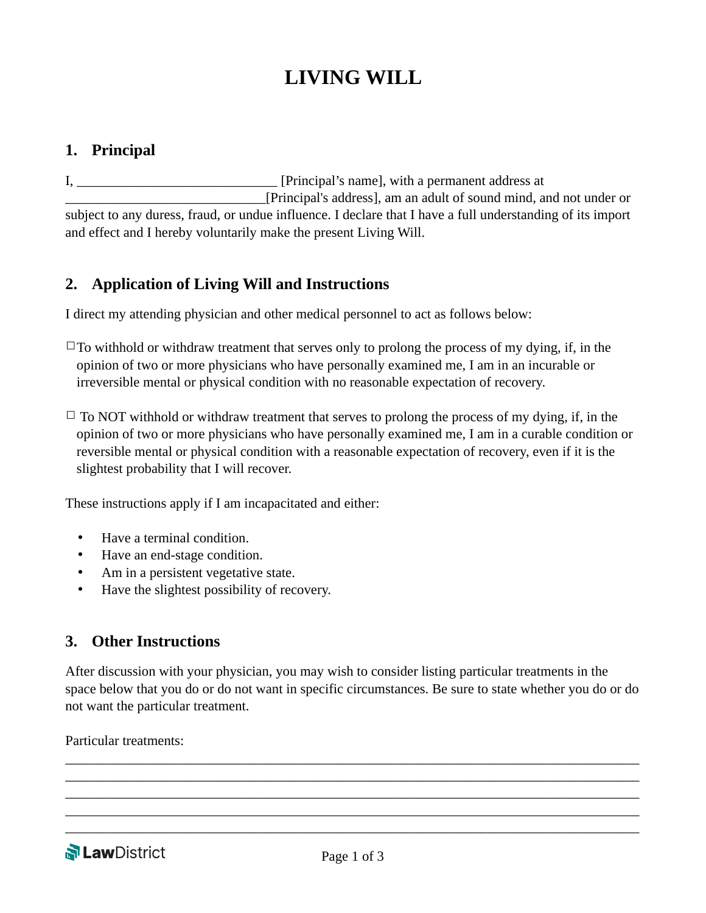# LIVING WILL

## 1. Principal

I, ____________________________ [Principal's name], with a permanent address at ____________________________[Principal's address], am an adult of sound mind, and not under or subject to any duress, fraud, or undue influence. I declare that I have a full understanding of its import and effect and I hereby voluntarily make the present Living Will.

## 2. Application of Living Will and Instructions

I direct my attending physician and other medical personnel to act as follows below:

☐ To withhold or withdraw treatment that serves only to prolong the process of my dying, if, in the opinion of two or more physicians who have personally examined me, I am in an incurable or irreversible mental or physical condition with no reasonable expectation of recovery.

☐ To NOT withhold or withdraw treatment that serves to prolong the process of my dying, if, in the opinion of two or more physicians who have personally examined me, I am in a curable condition or reversible mental or physical condition with a reasonable expectation of recovery, even if it is the slightest probability that I will recover.

These instructions apply if I am incapacitated and either:

- Have a terminal condition.
- Have an end-stage condition.
- Am in a persistent vegetative state.
- Have the slightest possibility of recovery.

## 3. Other Instructions

After discussion with your physician, you may wish to consider listing particular treatments in the space below that you do or do not want in specific circumstances. Be sure to state whether you do or do not want the particular treatment.

Particular treatments:

______________________________________________________________________________
______________________________________________________________________________
______________________________________________________________________________
______________________________________________________________________________
______________________________________________________________________________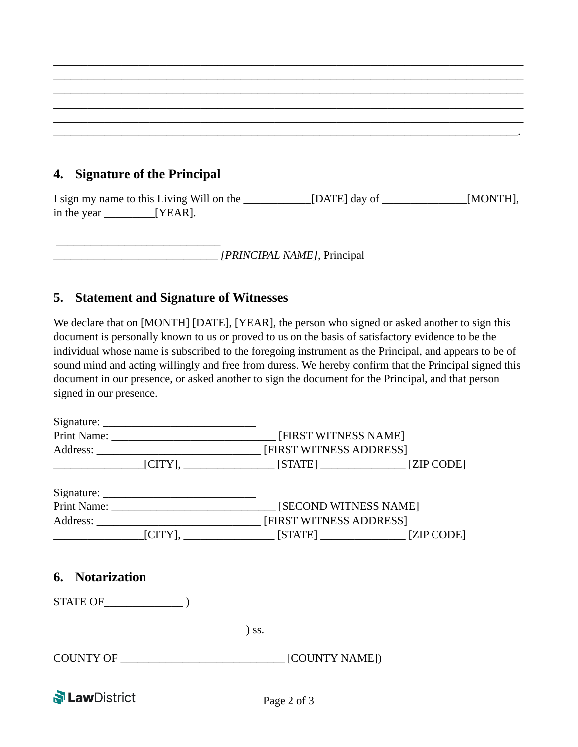\_\_\_\_\_\_\_\_\_\_\_\_\_\_\_\_\_\_\_\_\_\_\_\_\_\_\_\_\_\_\_\_\_\_\_\_\_\_\_\_\_\_\_\_\_\_\_\_\_\_\_\_\_\_\_\_\_\_\_\_\_\_\_\_\_\_\_\_\_\_\_\_\_\_\_\_\_\_\_\_\_
\_\_\_\_\_\_\_\_\_\_\_\_\_\_\_\_\_\_\_\_\_\_\_\_\_\_\_\_\_\_\_\_\_\_\_\_\_\_\_\_\_\_\_\_\_\_\_\_\_\_\_\_\_\_\_\_\_\_\_\_\_\_\_\_\_\_\_\_\_\_\_\_\_\_\_\_\_\_\_\_\_
\_\_\_\_\_\_\_\_\_\_\_\_\_\_\_\_\_\_\_\_\_\_\_\_\_\_\_\_\_\_\_\_\_\_\_\_\_\_\_\_\_\_\_\_\_\_\_\_\_\_\_\_\_\_\_\_\_\_\_\_\_\_\_\_\_\_\_\_\_\_\_\_\_\_\_\_\_\_\_\_\_
\_\_\_\_\_\_\_\_\_\_\_\_\_\_\_\_\_\_\_\_\_\_\_\_\_\_\_\_\_\_\_\_\_\_\_\_\_\_\_\_\_\_\_\_\_\_\_\_\_\_\_\_\_\_\_\_\_\_\_\_\_\_\_\_\_\_\_\_\_\_\_\_\_\_\_\_\_\_\_\_\_
\_\_\_\_\_\_\_\_\_\_\_\_\_\_\_\_\_\_\_\_\_\_\_\_\_\_\_\_\_\_\_\_\_\_\_\_\_\_\_\_\_\_\_\_\_\_\_\_\_\_\_\_\_\_\_\_\_\_\_\_\_\_\_\_\_\_\_\_\_\_\_\_\_\_\_\_\_\_\_\_\_
\_\_\_\_\_\_\_\_\_\_\_\_\_\_\_\_\_\_\_\_\_\_\_\_\_\_\_\_\_\_\_\_\_\_\_\_\_\_\_\_\_\_\_\_\_\_\_\_\_\_\_\_\_\_\_\_\_\_\_\_\_\_\_\_\_\_\_\_\_\_\_\_\_\_\_\_\_\_\_\_.

## 4. Signature of the Principal

I sign my name to this Living Will on the \_\_\_\_\_\_\_\_\_\_\_\_[DATE] day of \_\_\_\_\_\_\_\_\_\_\_\_\_\_\_[MONTH], in the year \_\_\_\_\_\_\_\_\_[YEAR].

\_\_\_\_\_\_\_\_\_\_\_\_\_\_\_\_\_\_\_\_\_\_\_\_\_\_\_\_\_\_
\_\_\_\_\_\_\_\_\_\_\_\_\_\_\_\_\_\_\_\_\_\_\_\_\_\_\_\_\_\_ *[PRINCIPAL NAME]*, Principal

## 5. Statement and Signature of Witnesses

We declare that on [MONTH] [DATE], [YEAR], the person who signed or asked another to sign this document is personally known to us or proved to us on the basis of satisfactory evidence to be the individual whose name is subscribed to the foregoing instrument as the Principal, and appears to be of sound mind and acting willingly and free from duress. We hereby confirm that the Principal signed this document in our presence, or asked another to sign the document for the Principal, and that person signed in our presence.

Signature: \_\_\_\_\_\_\_\_\_\_\_\_\_\_\_\_\_\_\_\_\_\_\_\_\_\_\_\_
Print Name: \_\_\_\_\_\_\_\_\_\_\_\_\_\_\_\_\_\_\_\_\_\_\_\_\_\_\_\_\_\_ [FIRST WITNESS NAME]
Address: \_\_\_\_\_\_\_\_\_\_\_\_\_\_\_\_\_\_\_\_\_\_\_\_\_\_\_\_\_\_ [FIRST WITNESS ADDRESS]
\_\_\_\_\_\_\_\_\_\_\_\_\_\_\_\_[CITY], \_\_\_\_\_\_\_\_\_\_\_\_\_\_\_\_ [STATE] \_\_\_\_\_\_\_\_\_\_\_\_\_\_\_ [ZIP CODE]

Signature: \_\_\_\_\_\_\_\_\_\_\_\_\_\_\_\_\_\_\_\_\_\_\_\_\_\_\_\_
Print Name: \_\_\_\_\_\_\_\_\_\_\_\_\_\_\_\_\_\_\_\_\_\_\_\_\_\_\_\_\_\_ [SECOND WITNESS NAME]
Address: \_\_\_\_\_\_\_\_\_\_\_\_\_\_\_\_\_\_\_\_\_\_\_\_\_\_\_\_\_\_ [FIRST WITNESS ADDRESS]
\_\_\_\_\_\_\_\_\_\_\_\_\_\_\_\_[CITY], \_\_\_\_\_\_\_\_\_\_\_\_\_\_\_\_ [STATE] \_\_\_\_\_\_\_\_\_\_\_\_\_\_\_ [ZIP CODE]

## 6. Notarization

STATE OF\_\_\_\_\_\_\_\_\_\_\_\_\_\_ )

) ss.

COUNTY OF \_\_\_\_\_\_\_\_\_\_\_\_\_\_\_\_\_\_\_\_\_\_\_\_\_\_\_\_\_\_ [COUNTY NAME])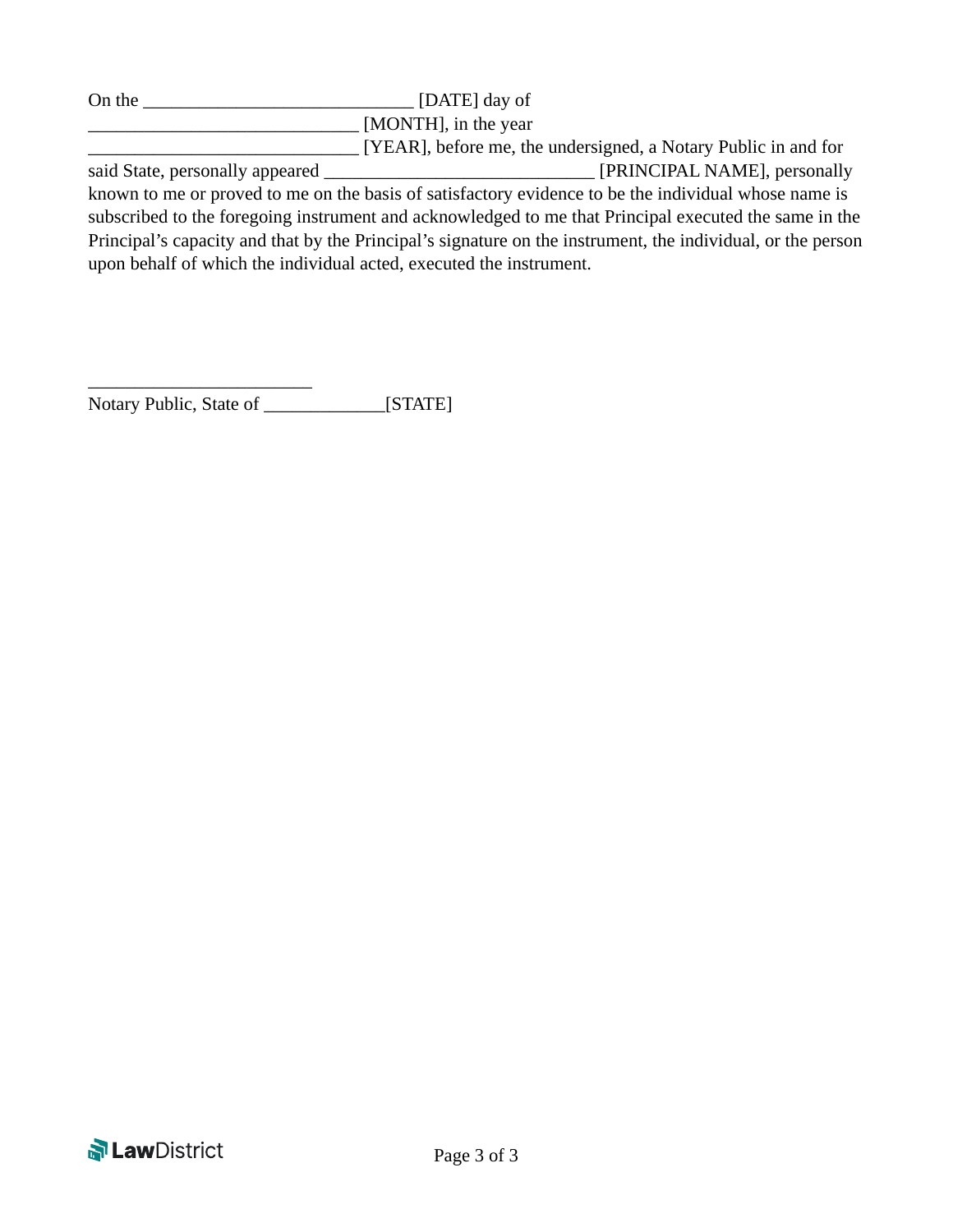On the ____________________________ [DATE] day of ____________________________ [MONTH], in the year ____________________________ [YEAR], before me, the undersigned, a Notary Public in and for said State, personally appeared ____________________________ [PRINCIPAL NAME], personally known to me or proved to me on the basis of satisfactory evidence to be the individual whose name is subscribed to the foregoing instrument and acknowledged to me that Principal executed the same in the Principal's capacity and that by the Principal's signature on the instrument, the individual, or the person upon behalf of which the individual acted, executed the instrument.

________________________

Notary Public, State of _____________[STATE]